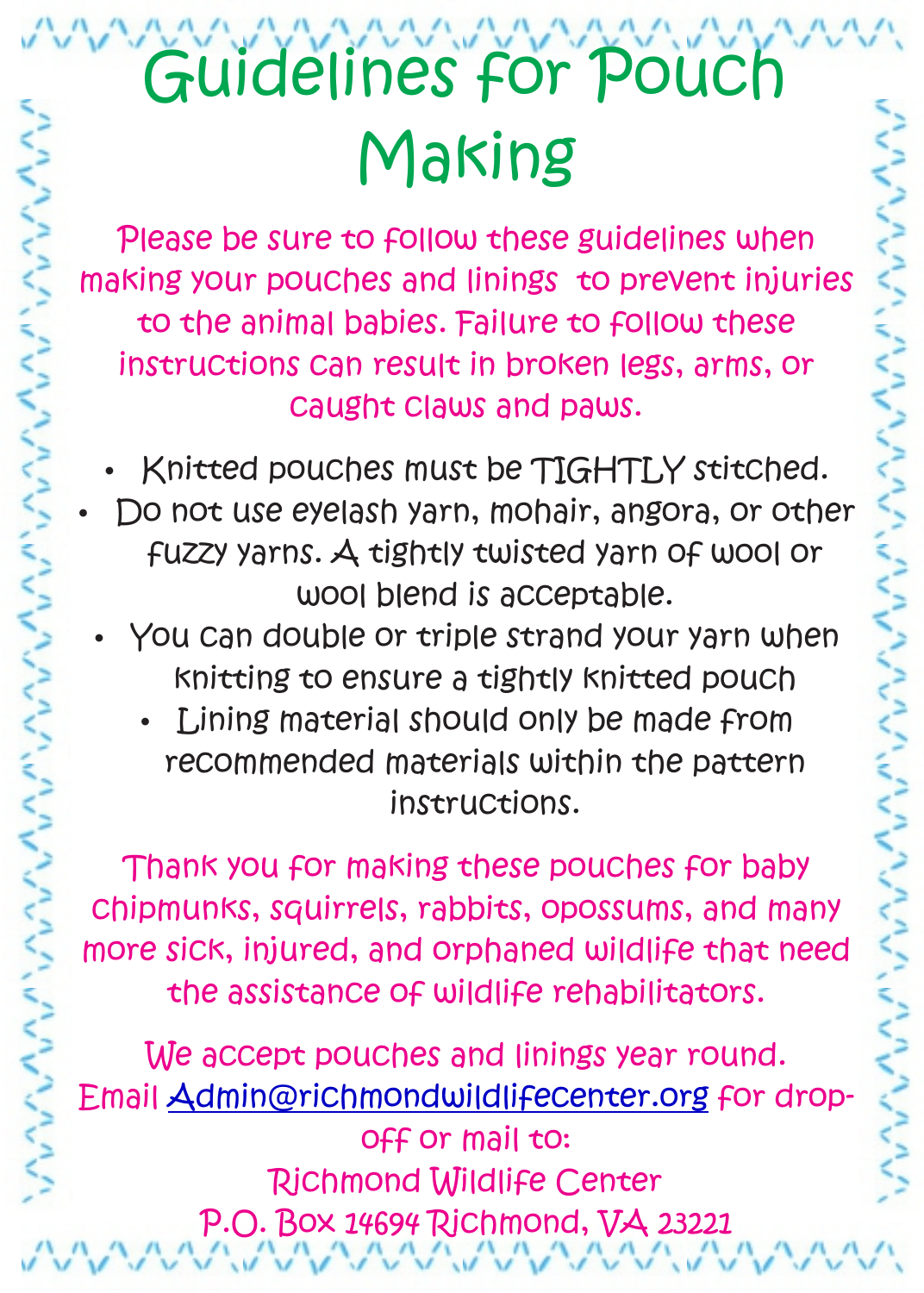# Guidelines for Pouch Making

Please be sure to follow these guidelines when making your pouches and linings to prevent injuries to the animal babies. Failure to follow these instructions can result in broken legs, arms, or caught claws and paws.

- Knitted pouches must be TIGHTLY stitched.
- Do not use eyelash yarn, mohair, angora, or other fuzzy yarns. A tightly twisted yarn of wool or wool blend is acceptable.
- You can double or triple strand your yarn when knitting to ensure a tightly knitted pouch
- Lining material should only be made from recommended materials within the pattern instructions.

Thank you for making these pouches for baby chipmunks, squirrels, rabbits, opossums, and many more sick, injured, and orphaned wildlife that need the assistance of wildlife rehabilitators.

We accept pouches and linings year round.
Email Admin@richmondwildlifecenter.org for drop-off or mail to:
Richmond Wildlife Center
P.O. Box 14694 Richmond, VA 23221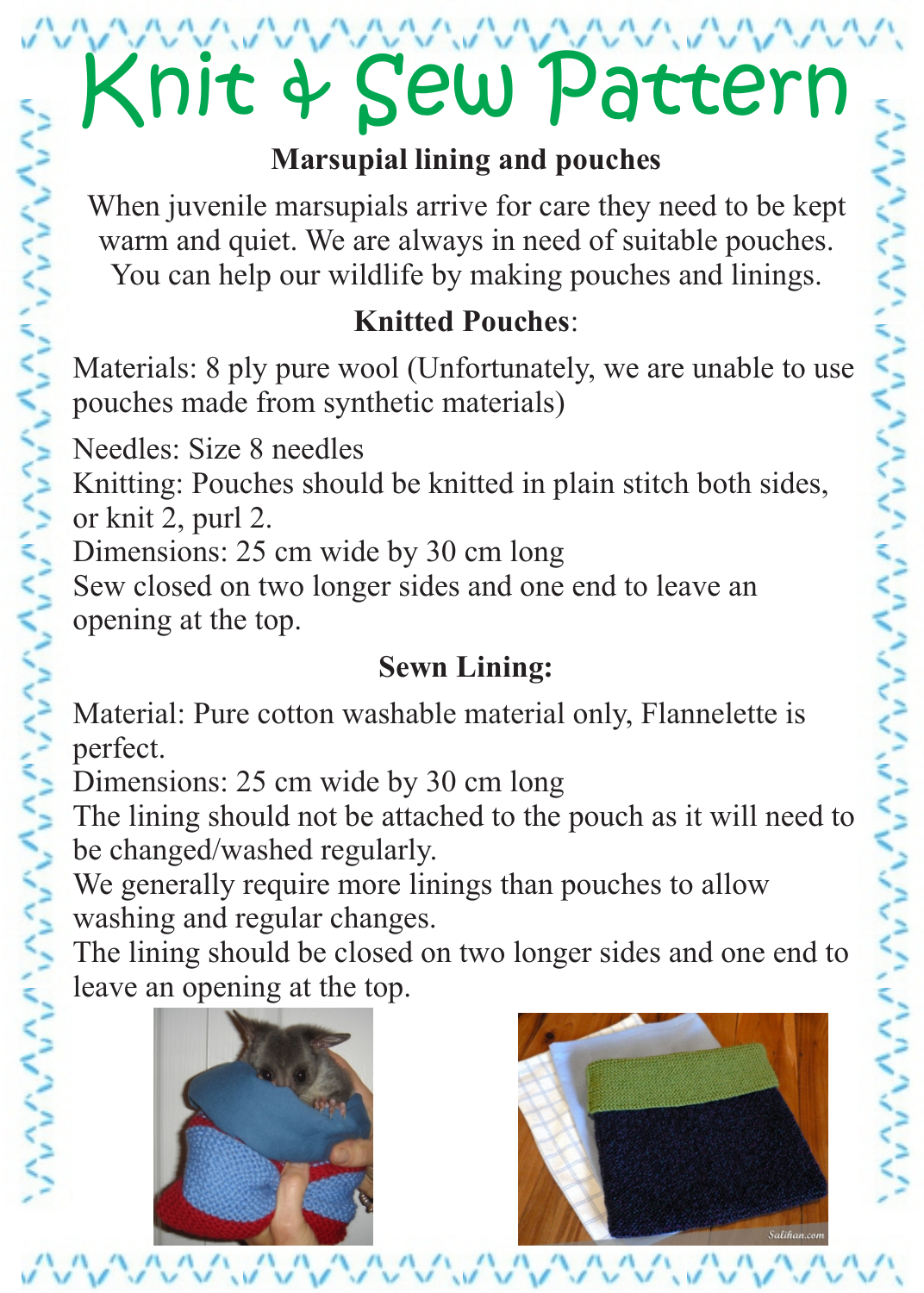# Knit & Sew Pattern

## Marsupial lining and pouches

When juvenile marsupials arrive for care they need to be kept warm and quiet. We are always in need of suitable pouches. You can help our wildlife by making pouches and linings.

### Knitted Pouches:

Materials: 8 ply pure wool (Unfortunately, we are unable to use pouches made from synthetic materials)

Needles: Size 8 needles

Knitting: Pouches should be knitted in plain stitch both sides, or knit 2, purl 2.

Dimensions: 25 cm wide by 30 cm long

Sew closed on two longer sides and one end to leave an opening at the top.

### Sewn Lining:

Material: Pure cotton washable material only, Flannelette is perfect.

Dimensions: 25 cm wide by 30 cm long

The lining should not be attached to the pouch as it will need to be changed/washed regularly.

We generally require more linings than pouches to allow washing and regular changes.

The lining should be closed on two longer sides and one end to leave an opening at the top.